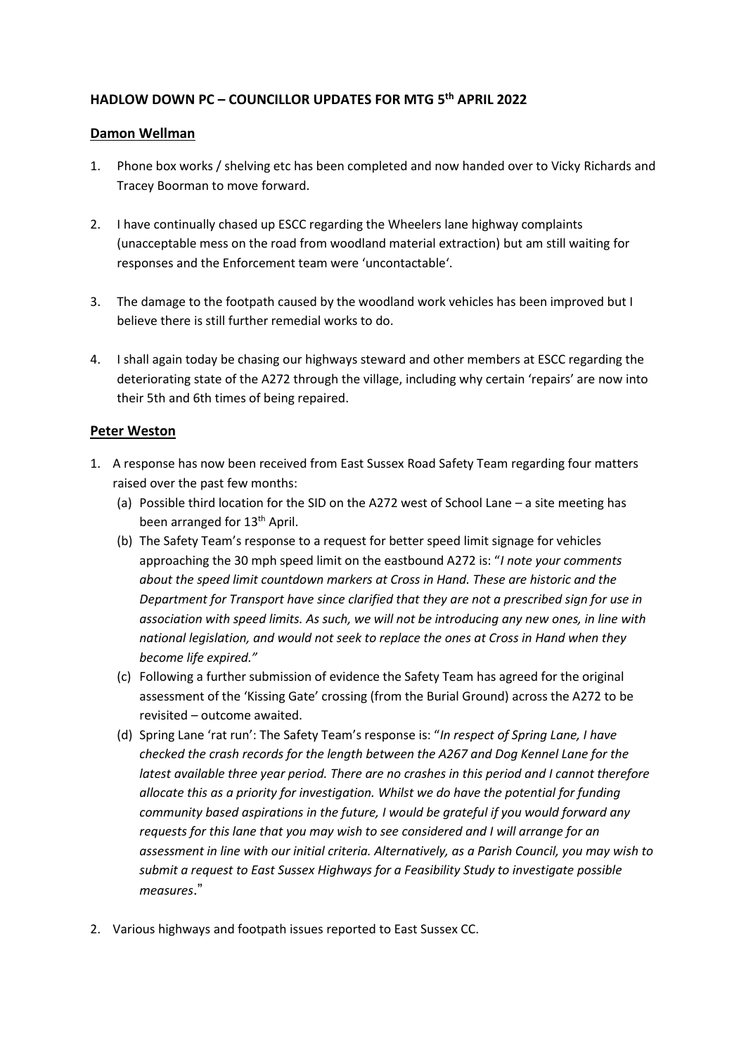**HADLOW DOWN PC – COUNCILLOR UPDATES FOR MTG 5th APRIL 2022**

**Damon Wellman**

1. Phone box works / shelving etc has been completed and now handed over to Vicky Richards and Tracey Boorman to move forward.

2. I have continually chased up ESCC regarding the Wheelers lane highway complaints (unacceptable mess on the road from woodland material extraction) but am still waiting for responses and the Enforcement team were 'uncontactable'.

3. The damage to the footpath caused by the woodland work vehicles has been improved but I believe there is still further remedial works to do.

4. I shall again today be chasing our highways steward and other members at ESCC regarding the deteriorating state of the A272 through the village, including why certain 'repairs' are now into their 5th and 6th times of being repaired.

**Peter Weston**

1. A response has now been received from East Sussex Road Safety Team regarding four matters raised over the past few months:
   (a) Possible third location for the SID on the A272 west of School Lane – a site meeting has been arranged for 13th April.
   (b) The Safety Team's response to a request for better speed limit signage for vehicles approaching the 30 mph speed limit on the eastbound A272 is: "*I note your comments about the speed limit countdown markers at Cross in Hand. These are historic and the Department for Transport have since clarified that they are not a prescribed sign for use in association with speed limits. As such, we will not be introducing any new ones, in line with national legislation, and would not seek to replace the ones at Cross in Hand when they become life expired.*"
   (c) Following a further submission of evidence the Safety Team has agreed for the original assessment of the 'Kissing Gate' crossing (from the Burial Ground) across the A272 to be revisited – outcome awaited.
   (d) Spring Lane 'rat run': The Safety Team's response is: "*In respect of Spring Lane, I have checked the crash records for the length between the A267 and Dog Kennel Lane for the latest available three year period. There are no crashes in this period and I cannot therefore allocate this as a priority for investigation. Whilst we do have the potential for funding community based aspirations in the future, I would be grateful if you would forward any requests for this lane that you may wish to see considered and I will arrange for an assessment in line with our initial criteria. Alternatively, as a Parish Council, you may wish to submit a request to East Sussex Highways for a Feasibility Study to investigate possible measures*."

2. Various highways and footpath issues reported to East Sussex CC.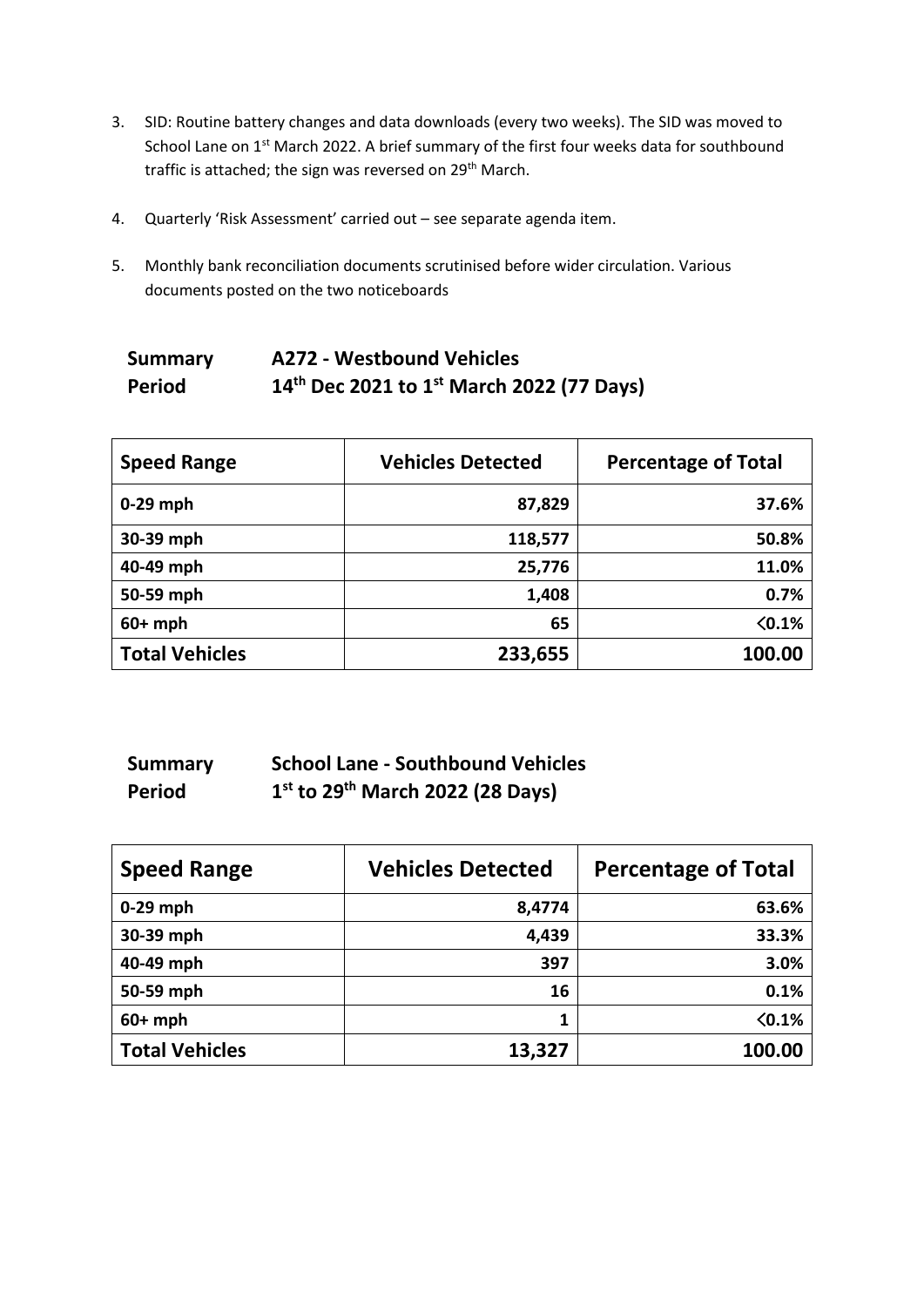3. SID: Routine battery changes and data downloads (every two weeks). The SID was moved to School Lane on 1st March 2022. A brief summary of the first four weeks data for southbound traffic is attached; the sign was reversed on 29th March.

4. Quarterly 'Risk Assessment' carried out – see separate agenda item.

5. Monthly bank reconciliation documents scrutinised before wider circulation. Various documents posted on the two noticeboards

**Summary** **A272 - Westbound Vehicles**
**Period** **14th Dec 2021 to 1st March 2022 (77 Days)**

| Speed Range | Vehicles Detected | Percentage of Total |
|---|---|---|
| **0-29 mph** | **87,829** | **37.6%** |
| **30-39 mph** | **118,577** | **50.8%** |
| **40-49 mph** | **25,776** | **11.0%** |
| **50-59 mph** | **1,408** | **0.7%** |
| **60+ mph** | **65** | **<0.1%** |
| **Total Vehicles** | **233,655** | **100.00** |

**Summary** **School Lane - Southbound Vehicles**
**Period** **1st to 29th March 2022 (28 Days)**

| Speed Range | Vehicles Detected | Percentage of Total |
|---|---|---|
| **0-29 mph** | **8,4774** | **63.6%** |
| **30-39 mph** | **4,439** | **33.3%** |
| **40-49 mph** | **397** | **3.0%** |
| **50-59 mph** | **16** | **0.1%** |
| **60+ mph** | **1** | **<0.1%** |
| **Total Vehicles** | **13,327** | **100.00** |